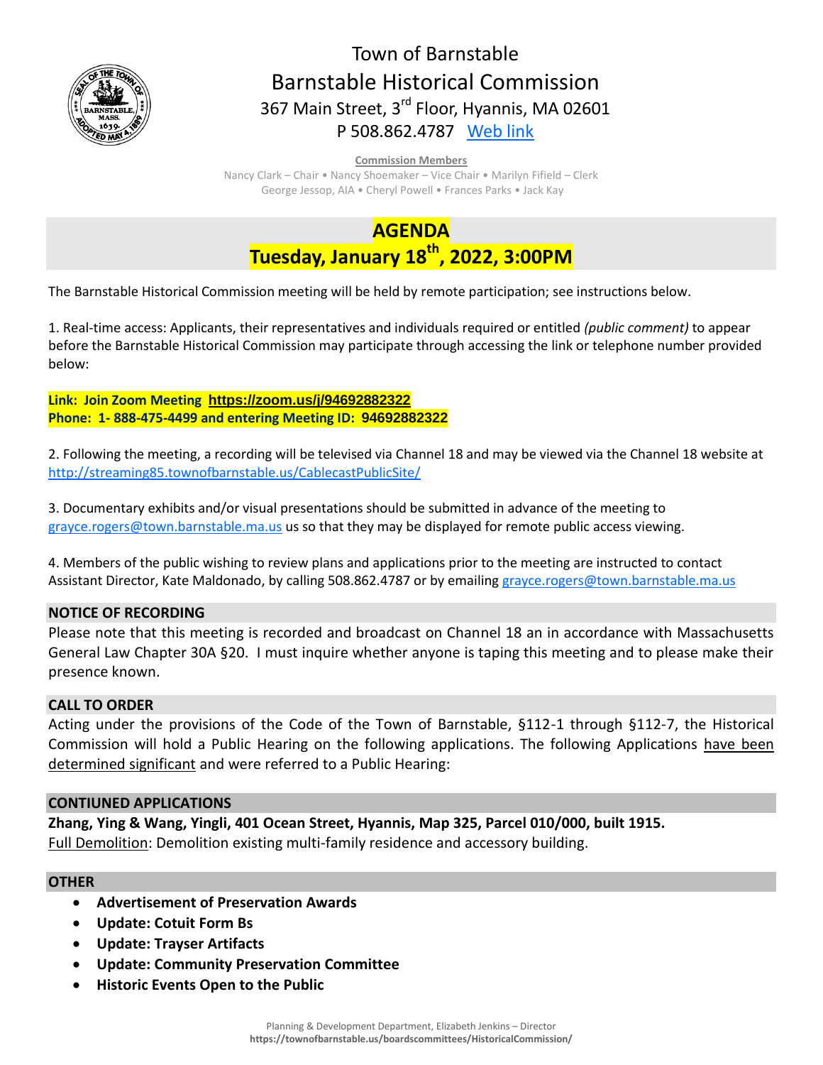# Town of Barnstable
## Barnstable Historical Commission

367 Main Street, 3rd Floor, Hyannis, MA 02601
P 508.862.4787 [Web link]

**Commission Members**
Nancy Clark – Chair • Nancy Shoemaker – Vice Chair • Marilyn Fifield – Clerk
George Jessop, AIA • Cheryl Powell • Frances Parks • Jack Kay

# AGENDA
## Tuesday, January 18th, 2022, 3:00PM

The Barnstable Historical Commission meeting will be held by remote participation; see instructions below.

1. Real-time access: Applicants, their representatives and individuals required or entitled *(public comment)* to appear before the Barnstable Historical Commission may participate through accessing the link or telephone number provided below:

**Link: Join Zoom Meeting https://zoom.us/j/94692882322**
**Phone: 1- 888-475-4499 and entering Meeting ID: 94692882322**

2. Following the meeting, a recording will be televised via Channel 18 and may be viewed via the Channel 18 website at http://streaming85.townofbarnstable.us/CablecastPublicSite/

3. Documentary exhibits and/or visual presentations should be submitted in advance of the meeting to grayce.rogers@town.barnstable.ma.us us so that they may be displayed for remote public access viewing.

4. Members of the public wishing to review plans and applications prior to the meeting are instructed to contact Assistant Director, Kate Maldonado, by calling 508.862.4787 or by emailing grayce.rogers@town.barnstable.ma.us

### NOTICE OF RECORDING

Please note that this meeting is recorded and broadcast on Channel 18 an in accordance with Massachusetts General Law Chapter 30A §20. I must inquire whether anyone is taping this meeting and to please make their presence known.

### CALL TO ORDER

Acting under the provisions of the Code of the Town of Barnstable, §112-1 through §112-7, the Historical Commission will hold a Public Hearing on the following applications. The following Applications have been determined significant and were referred to a Public Hearing:

### CONTIUNED APPLICATIONS

**Zhang, Ying & Wang, Yingli, 401 Ocean Street, Hyannis, Map 325, Parcel 010/000, built 1915.**
Full Demolition: Demolition existing multi-family residence and accessory building.

### OTHER

- **Advertisement of Preservation Awards**
- **Update: Cotuit Form Bs**
- **Update: Trayser Artifacts**
- **Update: Community Preservation Committee**
- **Historic Events Open to the Public**

Planning & Development Department, Elizabeth Jenkins – Director
**https://townofbarnstable.us/boardscommittees/HistoricalCommission/**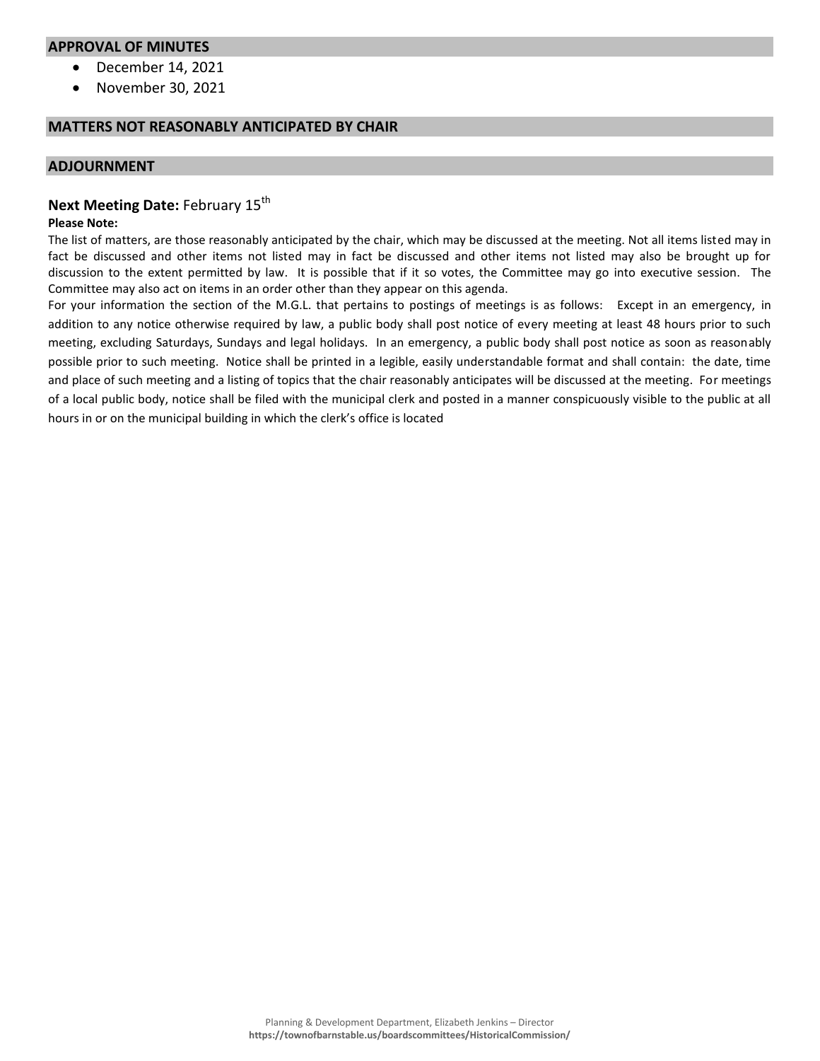## APPROVAL OF MINUTES

- December 14, 2021
- November 30, 2021

## MATTERS NOT REASONABLY ANTICIPATED BY CHAIR

## ADJOURNMENT

**Next Meeting Date:** February 15th

**Please Note:**

The list of matters, are those reasonably anticipated by the chair, which may be discussed at the meeting. Not all items listed may in fact be discussed and other items not listed may in fact be discussed and other items not listed may also be brought up for discussion to the extent permitted by law. It is possible that if it so votes, the Committee may go into executive session. The Committee may also act on items in an order other than they appear on this agenda.

For your information the section of the M.G.L. that pertains to postings of meetings is as follows: Except in an emergency, in addition to any notice otherwise required by law, a public body shall post notice of every meeting at least 48 hours prior to such meeting, excluding Saturdays, Sundays and legal holidays. In an emergency, a public body shall post notice as soon as reasonably possible prior to such meeting. Notice shall be printed in a legible, easily understandable format and shall contain: the date, time and place of such meeting and a listing of topics that the chair reasonably anticipates will be discussed at the meeting. For meetings of a local public body, notice shall be filed with the municipal clerk and posted in a manner conspicuously visible to the public at all hours in or on the municipal building in which the clerk's office is located

Planning & Development Department, Elizabeth Jenkins – Director
**https://townofbarnstable.us/boardscommittees/HistoricalCommission/**